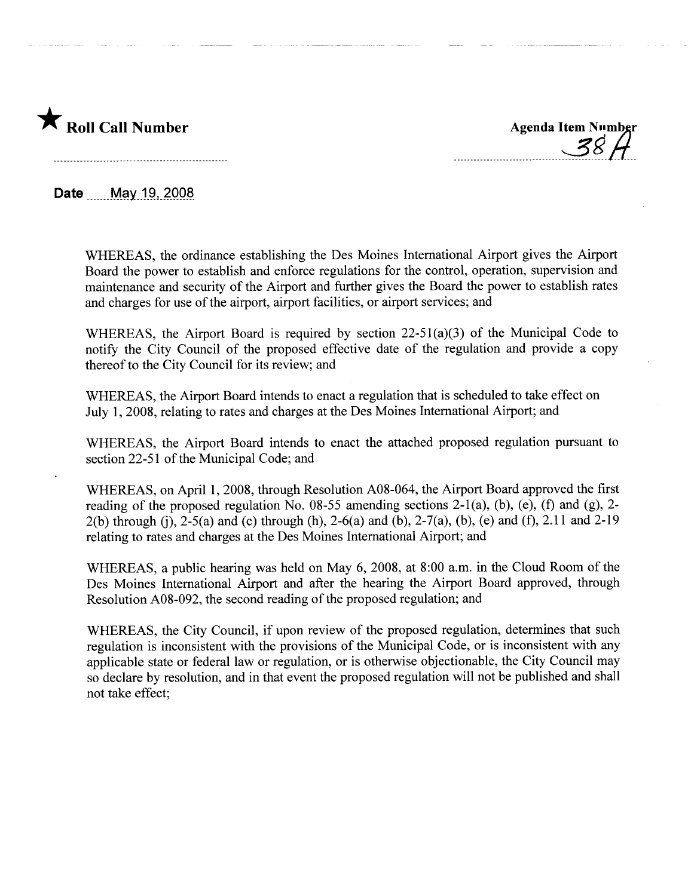★ **Roll Call Number**

**Agenda Item Number**
38A

**Date** May 19, 2008

WHEREAS, the ordinance establishing the Des Moines International Airport gives the Airport Board the power to establish and enforce regulations for the control, operation, supervision and maintenance and security of the Airport and further gives the Board the power to establish rates and charges for use of the airport, airport facilities, or airport services; and

WHEREAS, the Airport Board is required by section 22-51(a)(3) of the Municipal Code to notify the City Council of the proposed effective date of the regulation and provide a copy thereof to the City Council for its review; and

WHEREAS, the Airport Board intends to enact a regulation that is scheduled to take effect on July 1, 2008, relating to rates and charges at the Des Moines International Airport; and

WHEREAS, the Airport Board intends to enact the attached proposed regulation pursuant to section 22-51 of the Municipal Code; and

WHEREAS, on April 1, 2008, through Resolution A08-064, the Airport Board approved the first reading of the proposed regulation No. 08-55 amending sections 2-1(a), (b), (e), (f) and (g), 2-2(b) through (j), 2-5(a) and (c) through (h), 2-6(a) and (b), 2-7(a), (b), (e) and (f), 2.11 and 2-19 relating to rates and charges at the Des Moines International Airport; and

WHEREAS, a public hearing was held on May 6, 2008, at 8:00 a.m. in the Cloud Room of the Des Moines International Airport and after the hearing the Airport Board approved, through Resolution A08-092, the second reading of the proposed regulation; and

WHEREAS, the City Council, if upon review of the proposed regulation, determines that such regulation is inconsistent with the provisions of the Municipal Code, or is inconsistent with any applicable state or federal law or regulation, or is otherwise objectionable, the City Council may so declare by resolution, and in that event the proposed regulation will not be published and shall not take effect;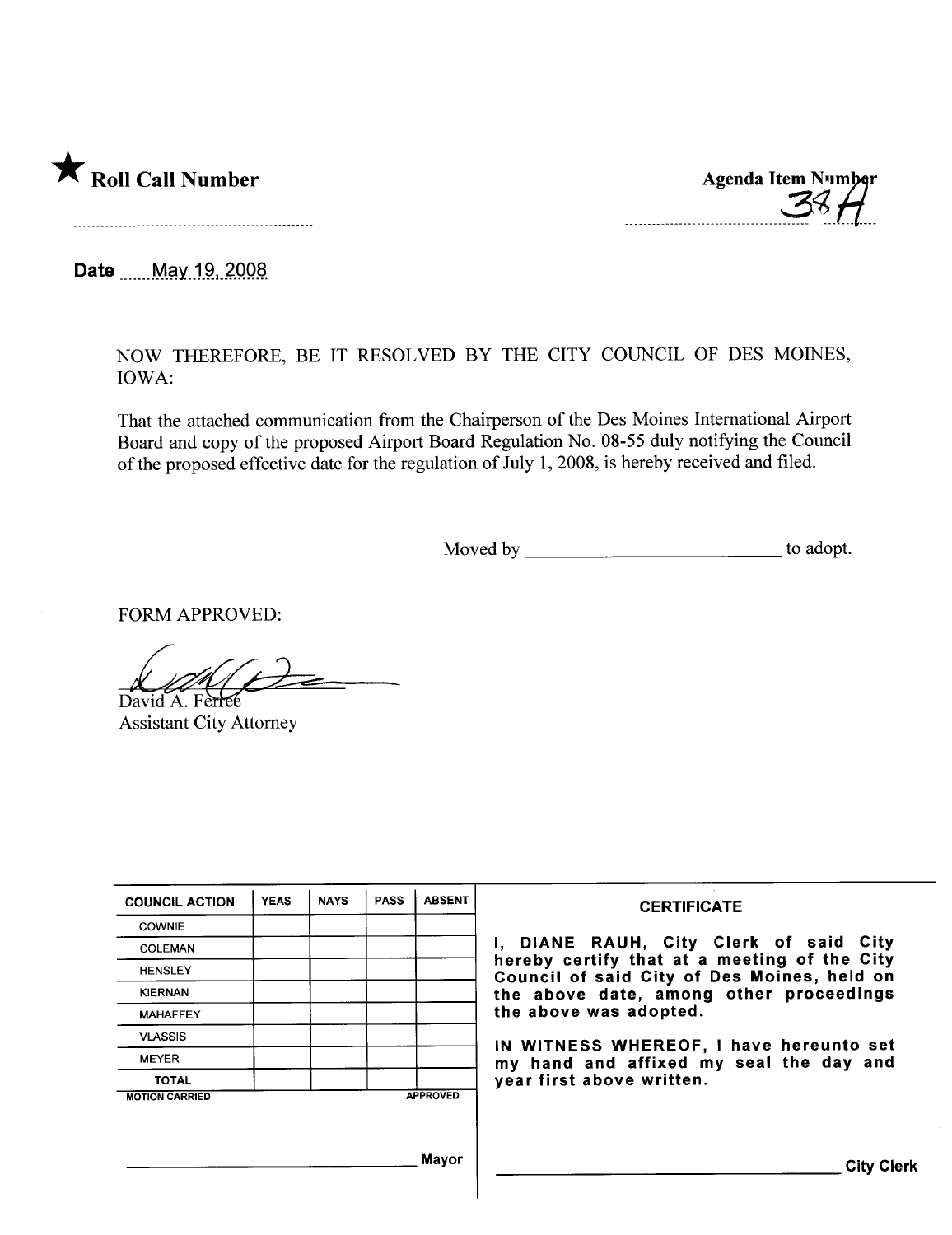★ **Roll Call Number**

**Agenda Item Number**
38A

**Date** May 19, 2008

NOW THEREFORE, BE IT RESOLVED BY THE CITY COUNCIL OF DES MOINES, IOWA:

That the attached communication from the Chairperson of the Des Moines International Airport Board and copy of the proposed Airport Board Regulation No. 08-55 duly notifying the Council of the proposed effective date for the regulation of July 1, 2008, is hereby received and filed.

Moved by __________________________ to adopt.

FORM APPROVED:

David A. Ferree
Assistant City Attorney

| COUNCIL ACTION | YEAS | NAYS | PASS | ABSENT |
|---|---|---|---|---|
| COWNIE | | | | |
| COLEMAN | | | | |
| HENSLEY | | | | |
| KIERNAN | | | | |
| MAHAFFEY | | | | |
| VLASSIS | | | | |
| MEYER | | | | |
| TOTAL | | | | |

MOTION CARRIED APPROVED

__________________________ Mayor

**CERTIFICATE**

**I, DIANE RAUH, City Clerk of said City hereby certify that at a meeting of the City Council of said City of Des Moines, held on the above date, among other proceedings the above was adopted.**

**IN WITNESS WHEREOF, I have hereunto set my hand and affixed my seal the day and year first above written.**

__________________________ City Clerk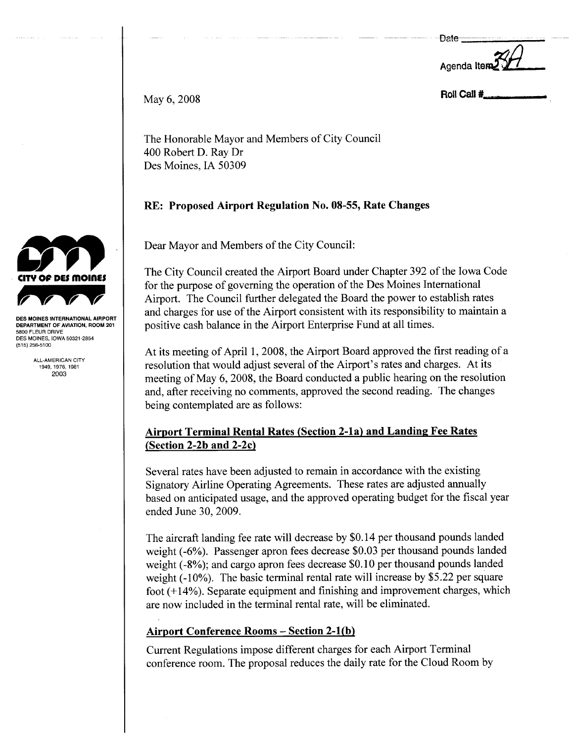Date ______________

Agenda Item 34A

Roll Call #______________

May 6, 2008

The Honorable Mayor and Members of City Council
400 Robert D. Ray Dr
Des Moines, IA 50309

**RE: Proposed Airport Regulation No. 08-55, Rate Changes**

**CITY OF DES MOINES**

**DES MOINES INTERNATIONAL AIRPORT**
**DEPARTMENT OF AVIATION, ROOM 201**
5800 FLEUR DRIVE
DES MOINES, IOWA 50321-2854
(515) 256-5100

ALL-AMERICAN CITY
1949, 1976, 1981
2003

Dear Mayor and Members of the City Council:

The City Council created the Airport Board under Chapter 392 of the Iowa Code for the purpose of governing the operation of the Des Moines International Airport. The Council further delegated the Board the power to establish rates and charges for use of the Airport consistent with its responsibility to maintain a positive cash balance in the Airport Enterprise Fund at all times.

At its meeting of April 1, 2008, the Airport Board approved the first reading of a resolution that would adjust several of the Airport's rates and charges. At its meeting of May 6, 2008, the Board conducted a public hearing on the resolution and, after receiving no comments, approved the second reading. The changes being contemplated are as follows:

**Airport Terminal Rental Rates (Section 2-1a) and Landing Fee Rates (Section 2-2b and 2-2c)**

Several rates have been adjusted to remain in accordance with the existing Signatory Airline Operating Agreements. These rates are adjusted annually based on anticipated usage, and the approved operating budget for the fiscal year ended June 30, 2009.

The aircraft landing fee rate will decrease by $0.14 per thousand pounds landed weight (-6%). Passenger apron fees decrease $0.03 per thousand pounds landed weight (-8%); and cargo apron fees decrease $0.10 per thousand pounds landed weight (-10%). The basic terminal rental rate will increase by $5.22 per square foot (+14%). Separate equipment and finishing and improvement charges, which are now included in the terminal rental rate, will be eliminated.

**Airport Conference Rooms – Section 2-1(b)**

Current Regulations impose different charges for each Airport Terminal conference room. The proposal reduces the daily rate for the Cloud Room by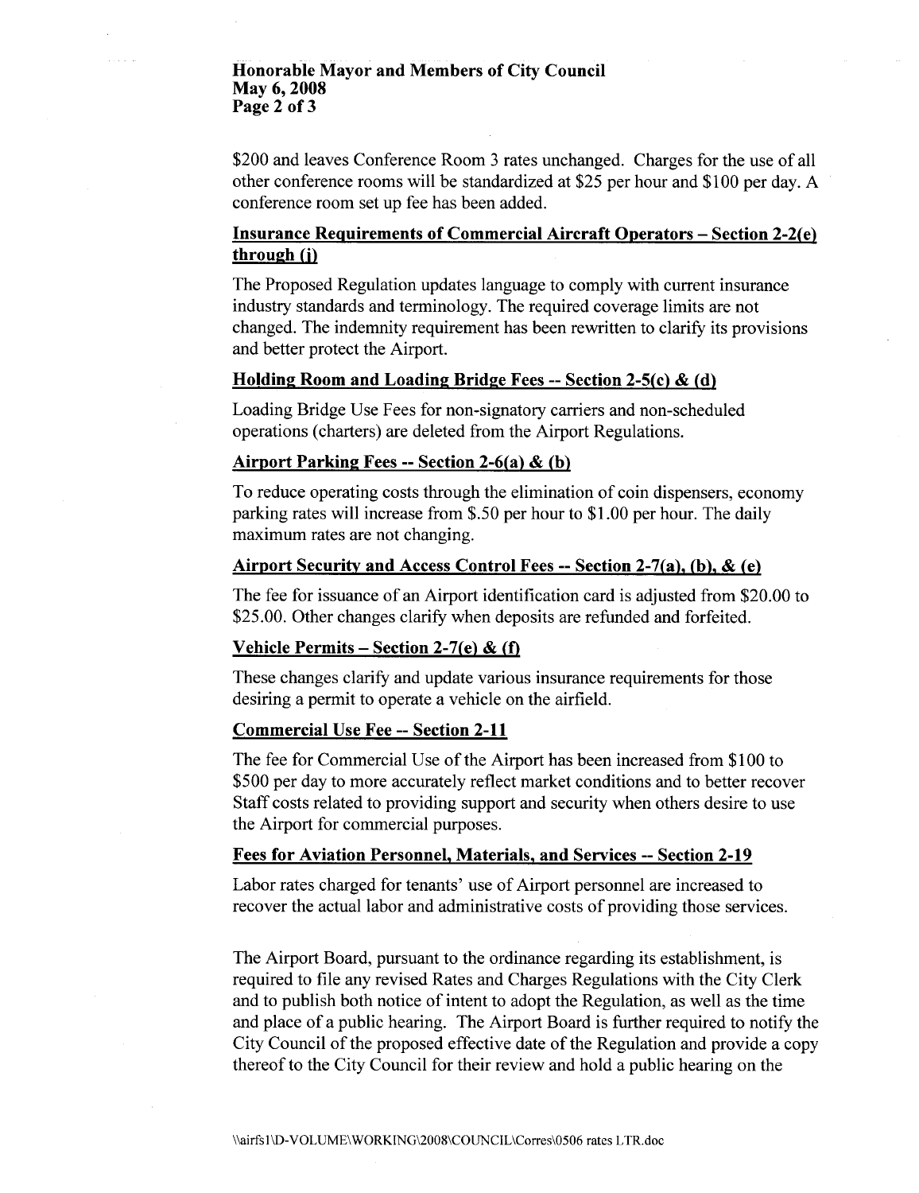\$200 and leaves Conference Room 3 rates unchanged. Charges for the use of all other conference rooms will be standardized at \$25 per hour and \$100 per day. A conference room set up fee has been added.

**Insurance Requirements of Commercial Aircraft Operators – Section 2-2(e) through (j)**

The Proposed Regulation updates language to comply with current insurance industry standards and terminology. The required coverage limits are not changed. The indemnity requirement has been rewritten to clarify its provisions and better protect the Airport.

**Holding Room and Loading Bridge Fees -- Section 2-5(c) & (d)**

Loading Bridge Use Fees for non-signatory carriers and non-scheduled operations (charters) are deleted from the Airport Regulations.

**Airport Parking Fees -- Section 2-6(a) & (b)**

To reduce operating costs through the elimination of coin dispensers, economy parking rates will increase from \$.50 per hour to \$1.00 per hour. The daily maximum rates are not changing.

**Airport Security and Access Control Fees -- Section 2-7(a), (b), & (e)**

The fee for issuance of an Airport identification card is adjusted from \$20.00 to \$25.00. Other changes clarify when deposits are refunded and forfeited.

**Vehicle Permits – Section 2-7(e) & (f)**

These changes clarify and update various insurance requirements for those desiring a permit to operate a vehicle on the airfield.

**Commercial Use Fee -- Section 2-11**

The fee for Commercial Use of the Airport has been increased from \$100 to \$500 per day to more accurately reflect market conditions and to better recover Staff costs related to providing support and security when others desire to use the Airport for commercial purposes.

**Fees for Aviation Personnel, Materials, and Services -- Section 2-19**

Labor rates charged for tenants' use of Airport personnel are increased to recover the actual labor and administrative costs of providing those services.

The Airport Board, pursuant to the ordinance regarding its establishment, is required to file any revised Rates and Charges Regulations with the City Clerk and to publish both notice of intent to adopt the Regulation, as well as the time and place of a public hearing. The Airport Board is further required to notify the City Council of the proposed effective date of the Regulation and provide a copy thereof to the City Council for their review and hold a public hearing on the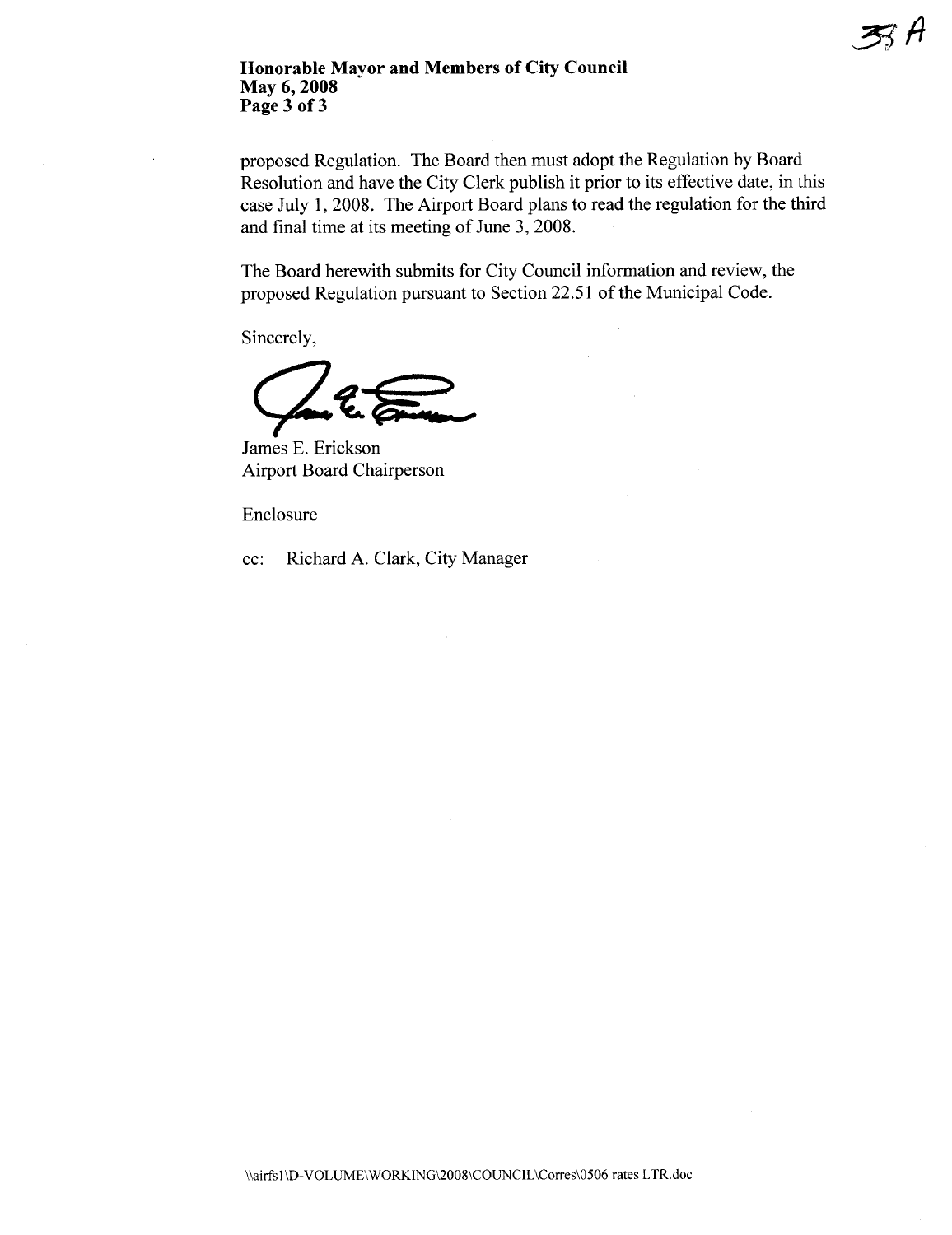proposed Regulation. The Board then must adopt the Regulation by Board Resolution and have the City Clerk publish it prior to its effective date, in this case July 1, 2008. The Airport Board plans to read the regulation for the third and final time at its meeting of June 3, 2008.

The Board herewith submits for City Council information and review, the proposed Regulation pursuant to Section 22.51 of the Municipal Code.

Sincerely,

James E. Erickson
Airport Board Chairperson

Enclosure

cc: Richard A. Clark, City Manager

\\airfs1\D-VOLUME\WORKING\2008\COUNCIL\Corres\0506 rates LTR.doc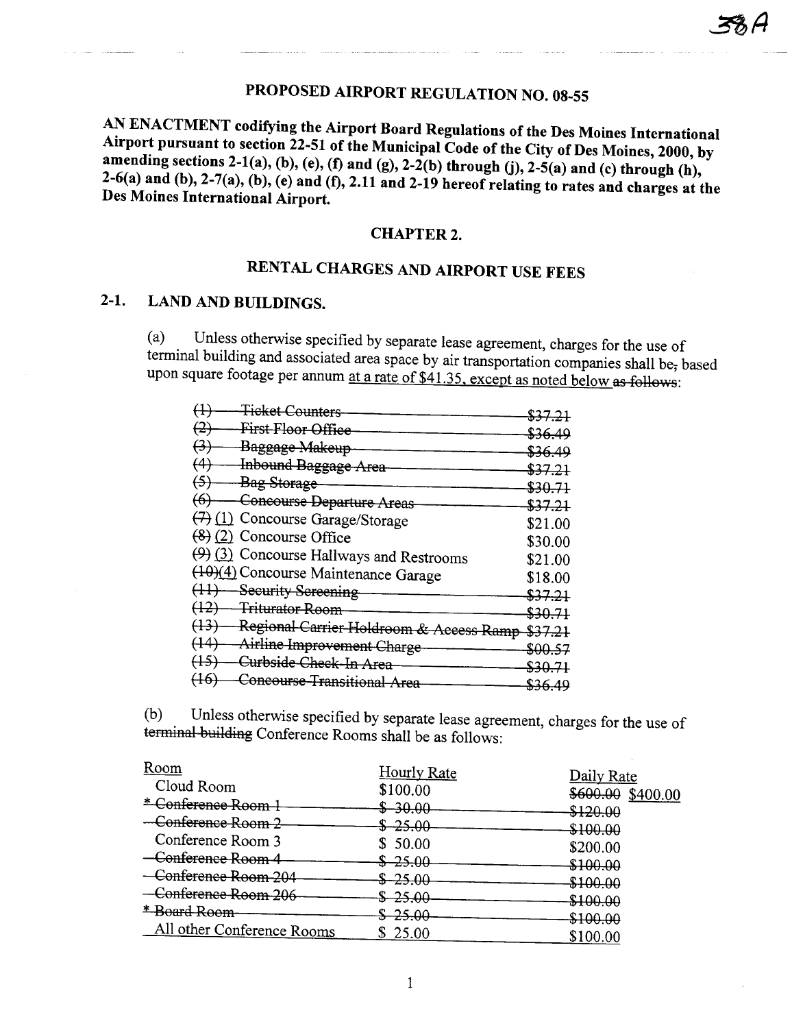# PROPOSED AIRPORT REGULATION NO. 08-55

**AN ENACTMENT codifying the Airport Board Regulations of the Des Moines International Airport pursuant to section 22-51 of the Municipal Code of the City of Des Moines, 2000, by amending sections 2-1(a), (b), (e), (f) and (g), 2-2(b) through (j), 2-5(a) and (c) through (h), 2-6(a) and (b), 2-7(a), (b), (e) and (f), 2.11 and 2-19 hereof relating to rates and charges at the Des Moines International Airport.**

## CHAPTER 2.

## RENTAL CHARGES AND AIRPORT USE FEES

### 2-1. LAND AND BUILDINGS.

(a) Unless otherwise specified by separate lease agreement, charges for the use of terminal building and associated area space by air transportation companies shall be~~,~~ based upon square footage per annum <u>at a rate of $41.35, except as noted below</u> ~~as follows~~:

| | |
|---|---|
| ~~(1) Ticket Counters~~ | ~~$37.21~~ |
| ~~(2) First Floor Office~~ | ~~$36.49~~ |
| ~~(3) Baggage Makeup~~ | ~~$36.49~~ |
| ~~(4) Inbound Baggage Area~~ | ~~$37.21~~ |
| ~~(5) Bag Storage~~ | ~~$30.71~~ |
| ~~(6) Concourse Departure Areas~~ | ~~$37.21~~ |
| ~~(7)~~ <u>(1)</u> Concourse Garage/Storage | $21.00 |
| ~~(8)~~ <u>(2)</u> Concourse Office | $30.00 |
| ~~(9)~~ <u>(3)</u> Concourse Hallways and Restrooms | $21.00 |
| ~~(10)~~<u>(4)</u> Concourse Maintenance Garage | $18.00 |
| ~~(11) Security Screening~~ | ~~$37.21~~ |
| ~~(12) Triturator Room~~ | ~~$30.71~~ |
| ~~(13) Regional Carrier Holdroom & Access Ramp~~ | ~~$37.21~~ |
| ~~(14) Airline Improvement Charge~~ | ~~$00.57~~ |
| ~~(15) Curbside Check-In Area~~ | ~~$30.71~~ |
| ~~(16) Concourse Transitional Area~~ | ~~$36.49~~ |

(b) Unless otherwise specified by separate lease agreement, charges for the use of ~~terminal building~~ Conference Rooms shall be as follows:

| <u>Room</u> | <u>Hourly Rate</u> | <u>Daily Rate</u> |
|---|---|---|
| Cloud Room | $100.00 | ~~$600.00~~ <u>$400.00</u> |
| ~~* Conference Room 1~~ | ~~$ 30.00~~ | ~~$120.00~~ |
| ~~Conference Room 2~~ | ~~$ 25.00~~ | ~~$100.00~~ |
| Conference Room 3 | $ 50.00 | $200.00 |
| ~~Conference Room 4~~ | ~~$ 25.00~~ | ~~$100.00~~ |
| ~~Conference Room 204~~ | ~~$ 25.00~~ | ~~$100.00~~ |
| ~~Conference Room 206~~ | ~~$ 25.00~~ | ~~$100.00~~ |
| ~~* Board Room~~ | ~~$ 25.00~~ | ~~$100.00~~ |
| <u>All other Conference Rooms</u> | <u>$ 25.00</u> | <u>$100.00</u> |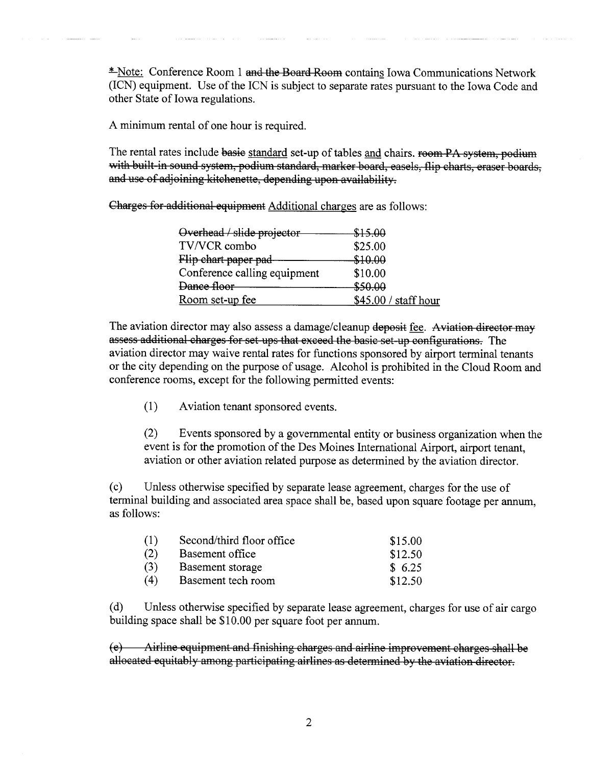~~*~~<u>Note:</u> Conference Room 1 ~~and the Board Room~~ contain<u>s</u> Iowa Communications Network (ICN) equipment. Use of the ICN is subject to separate rates pursuant to the Iowa Code and other State of Iowa regulations.

A minimum rental of one hour is required.

The rental rates include ~~basic~~ <u>standard</u> set-up of tables <u>and</u> chairs. ~~room PA system, podium with built-in sound system, podium standard, marker board, easels, flip charts, eraser boards, and use of adjoining kitchenette, depending upon availability.~~

~~Charges for additional equipment~~ <u>Additional charges</u> are as follows:

| | |
|---|---|
| ~~Overhead / slide projector~~ | ~~$15.00~~ |
| TV/VCR combo | $25.00 |
| ~~Flip chart paper pad~~ | ~~$10.00~~ |
| Conference calling equipment | $10.00 |
| ~~Dance floor~~ | ~~$50.00~~ |
| <u>Room set-up fee</u> | <u>$45.00 / staff hour</u> |

The aviation director may also assess a damage/cleanup ~~deposit~~ <u>fee</u>. ~~Aviation director may assess additional charges for set-ups that exceed the basic set-up configurations.~~ The aviation director may waive rental rates for functions sponsored by airport terminal tenants or the city depending on the purpose of usage. Alcohol is prohibited in the Cloud Room and conference rooms, except for the following permitted events:

(1) Aviation tenant sponsored events.

(2) Events sponsored by a governmental entity or business organization when the event is for the promotion of the Des Moines International Airport, airport tenant, aviation or other aviation related purpose as determined by the aviation director.

(c) Unless otherwise specified by separate lease agreement, charges for the use of terminal building and associated area space shall be, based upon square footage per annum, as follows:

| | | |
|---|---|---|
| (1) | Second/third floor office | $15.00 |
| (2) | Basement office | $12.50 |
| (3) | Basement storage | $ 6.25 |
| (4) | Basement tech room | $12.50 |

(d) Unless otherwise specified by separate lease agreement, charges for use of air cargo building space shall be $10.00 per square foot per annum.

~~(e) Airline equipment and finishing charges and airline improvement charges shall be allocated equitably among participating airlines as determined by the aviation director.~~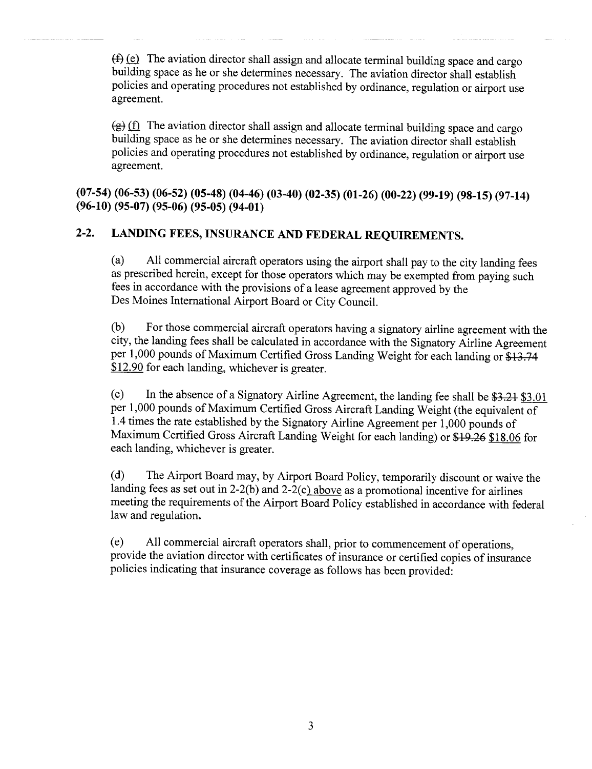~~(f)~~ <u>(e)</u> The aviation director shall assign and allocate terminal building space and cargo building space as he or she determines necessary. The aviation director shall establish policies and operating procedures not established by ordinance, regulation or airport use agreement.

~~(g)~~ <u>(f)</u> The aviation director shall assign and allocate terminal building space and cargo building space as he or she determines necessary. The aviation director shall establish policies and operating procedures not established by ordinance, regulation or airport use agreement.

**(07-54) (06-53) (06-52) (05-48) (04-46) (03-40) (02-35) (01-26) (00-22) (99-19) (98-15) (97-14) (96-10) (95-07) (95-06) (95-05) (94-01)**

## 2-2. LANDING FEES, INSURANCE AND FEDERAL REQUIREMENTS.

(a) All commercial aircraft operators using the airport shall pay to the city landing fees as prescribed herein, except for those operators which may be exempted from paying such fees in accordance with the provisions of a lease agreement approved by the Des Moines International Airport Board or City Council.

(b) For those commercial aircraft operators having a signatory airline agreement with the city, the landing fees shall be calculated in accordance with the Signatory Airline Agreement per 1,000 pounds of Maximum Certified Gross Landing Weight for each landing or ~~$13.74~~ <u>$12.90</u> for each landing, whichever is greater.

(c) In the absence of a Signatory Airline Agreement, the landing fee shall be ~~$3.21~~ <u>$3.01</u> per 1,000 pounds of Maximum Certified Gross Aircraft Landing Weight (the equivalent of 1.4 times the rate established by the Signatory Airline Agreement per 1,000 pounds of Maximum Certified Gross Aircraft Landing Weight for each landing) or ~~$19.26~~ <u>$18.06</u> for each landing, whichever is greater.

(d) The Airport Board may, by Airport Board Policy, temporarily discount or waive the landing fees as set out in 2-2(b) and 2-2(c<u>) above</u> as a promotional incentive for airlines meeting the requirements of the Airport Board Policy established in accordance with federal law and regulation.

(e) All commercial aircraft operators shall, prior to commencement of operations, provide the aviation director with certificates of insurance or certified copies of insurance policies indicating that insurance coverage as follows has been provided: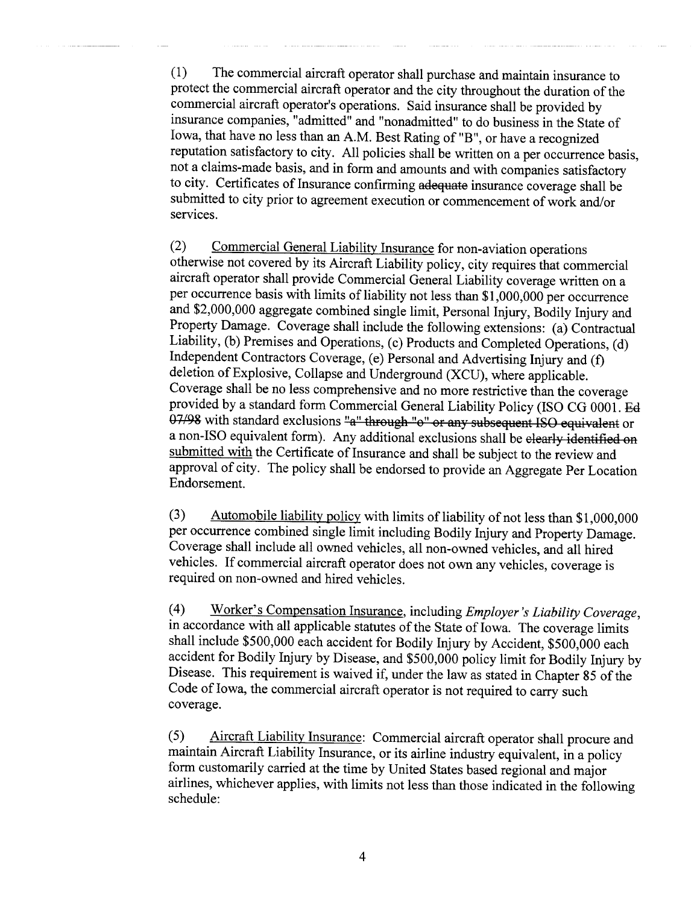(1) The commercial aircraft operator shall purchase and maintain insurance to protect the commercial aircraft operator and the city throughout the duration of the commercial aircraft operator's operations. Said insurance shall be provided by insurance companies, "admitted" and "nonadmitted" to do business in the State of Iowa, that have no less than an A.M. Best Rating of "B", or have a recognized reputation satisfactory to city. All policies shall be written on a per occurrence basis, not a claims-made basis, and in form and amounts and with companies satisfactory to city. Certificates of Insurance confirming ~~adequate~~ insurance coverage shall be submitted to city prior to agreement execution or commencement of work and/or services.

(2) <u>Commercial General Liability Insurance</u> for non-aviation operations otherwise not covered by its Aircraft Liability policy, city requires that commercial aircraft operator shall provide Commercial General Liability coverage written on a per occurrence basis with limits of liability not less than $1,000,000 per occurrence and $2,000,000 aggregate combined single limit, Personal Injury, Bodily Injury and Property Damage. Coverage shall include the following extensions: (a) Contractual Liability, (b) Premises and Operations, (c) Products and Completed Operations, (d) Independent Contractors Coverage, (e) Personal and Advertising Injury and (f) deletion of Explosive, Collapse and Underground (XCU), where applicable. Coverage shall be no less comprehensive and no more restrictive than the coverage provided by a standard form Commercial General Liability Policy (ISO CG 0001. ~~Ed 07/98~~ with standard exclusions ~~"a" through "o" or any subsequent ISO equivalent~~ or a non-ISO equivalent form). Any additional exclusions shall be ~~clearly identified on~~ <u>submitted with</u> the Certificate of Insurance and shall be subject to the review and approval of city. The policy shall be endorsed to provide an Aggregate Per Location Endorsement.

(3) <u>Automobile liability policy</u> with limits of liability of not less than $1,000,000 per occurrence combined single limit including Bodily Injury and Property Damage. Coverage shall include all owned vehicles, all non-owned vehicles, and all hired vehicles. If commercial aircraft operator does not own any vehicles, coverage is required on non-owned and hired vehicles.

(4) <u>Worker's Compensation Insurance</u>, including *Employer's Liability Coverage*, in accordance with all applicable statutes of the State of Iowa. The coverage limits shall include $500,000 each accident for Bodily Injury by Accident, $500,000 each accident for Bodily Injury by Disease, and $500,000 policy limit for Bodily Injury by Disease. This requirement is waived if, under the law as stated in Chapter 85 of the Code of Iowa, the commercial aircraft operator is not required to carry such coverage.

(5) <u>Aircraft Liability Insurance</u>: Commercial aircraft operator shall procure and maintain Aircraft Liability Insurance, or its airline industry equivalent, in a policy form customarily carried at the time by United States based regional and major airlines, whichever applies, with limits not less than those indicated in the following schedule: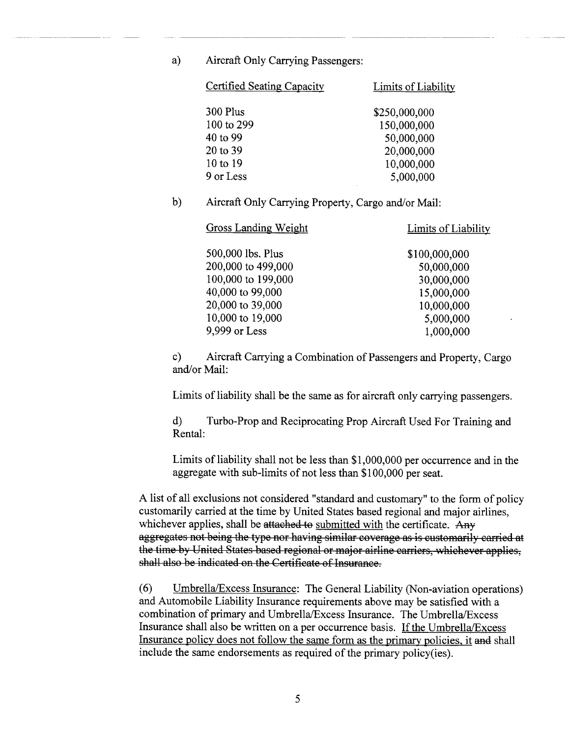a) Aircraft Only Carrying Passengers:

| Certified Seating Capacity | Limits of Liability |
| --- | --- |
| 300 Plus | $250,000,000 |
| 100 to 299 | 150,000,000 |
| 40 to 99 | 50,000,000 |
| 20 to 39 | 20,000,000 |
| 10 to 19 | 10,000,000 |
| 9 or Less | 5,000,000 |

b) Aircraft Only Carrying Property, Cargo and/or Mail:

| Gross Landing Weight | Limits of Liability |
| --- | --- |
| 500,000 lbs. Plus | $100,000,000 |
| 200,000 to 499,000 | 50,000,000 |
| 100,000 to 199,000 | 30,000,000 |
| 40,000 to 99,000 | 15,000,000 |
| 20,000 to 39,000 | 10,000,000 |
| 10,000 to 19,000 | 5,000,000 |
| 9,999 or Less | 1,000,000 |

c) Aircraft Carrying a Combination of Passengers and Property, Cargo and/or Mail:

Limits of liability shall be the same as for aircraft only carrying passengers.

d) Turbo-Prop and Reciprocating Prop Aircraft Used For Training and Rental:

Limits of liability shall not be less than $1,000,000 per occurrence and in the aggregate with sub-limits of not less than $100,000 per seat.

A list of all exclusions not considered "standard and customary" to the form of policy customarily carried at the time by United States based regional and major airlines, whichever applies, shall be ~~attached to~~ <u>submitted with</u> the certificate. ~~Any aggregates not being the type nor having similar coverage as is customarily carried at the time by United States based regional or major airline carriers, whichever applies, shall also be indicated on the Certificate of Insurance.~~

(6) <u>Umbrella/Excess Insurance</u>: The General Liability (Non-aviation operations) and Automobile Liability Insurance requirements above may be satisfied with a combination of primary and Umbrella/Excess Insurance. The Umbrella/Excess Insurance shall also be written on a per occurrence basis. <u>If the Umbrella/Excess Insurance policy does not follow the same form as the primary policies, it</u> ~~and~~ shall include the same endorsements as required of the primary policy(ies).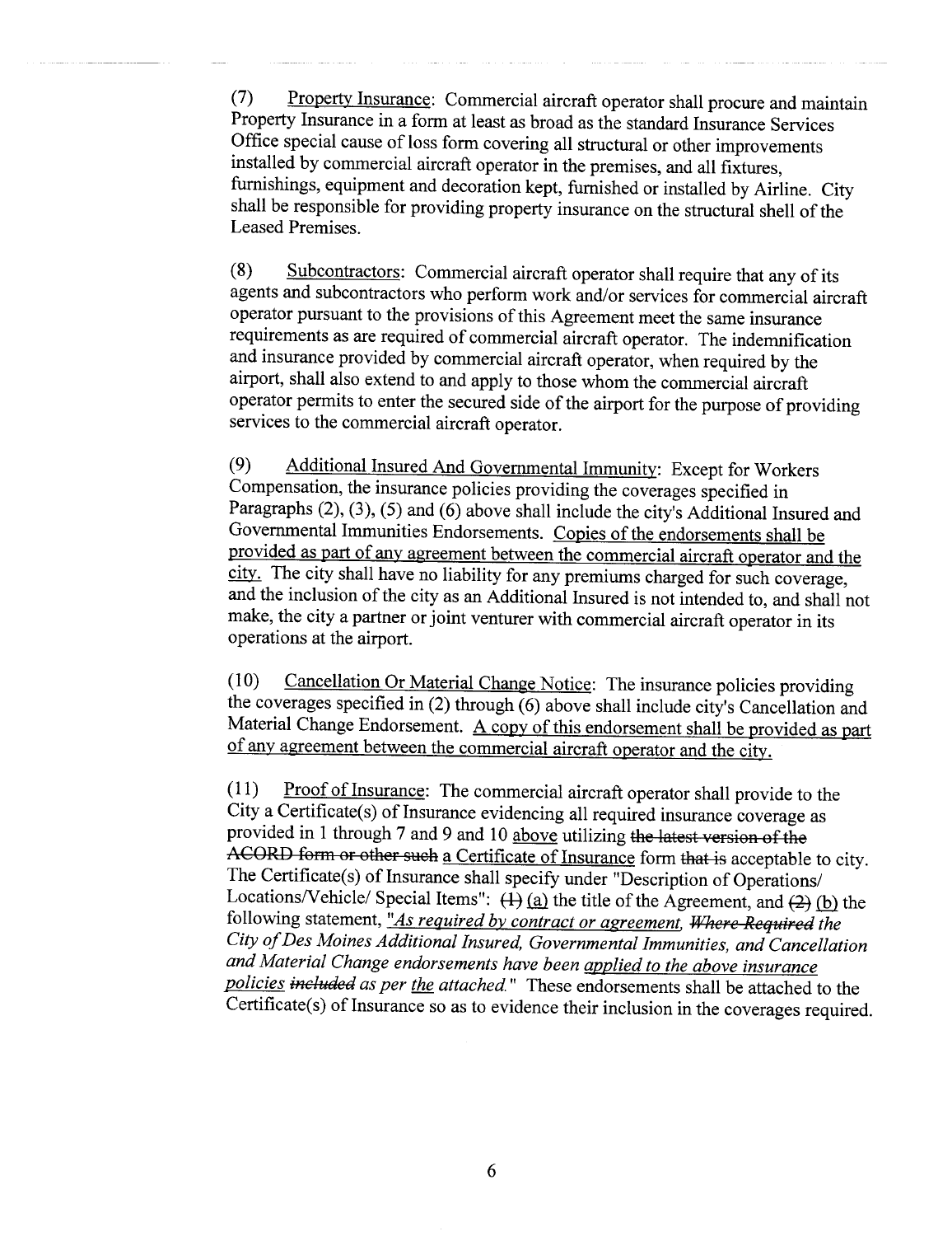(7) <u>Property Insurance</u>: Commercial aircraft operator shall procure and maintain Property Insurance in a form at least as broad as the standard Insurance Services Office special cause of loss form covering all structural or other improvements installed by commercial aircraft operator in the premises, and all fixtures, furnishings, equipment and decoration kept, furnished or installed by Airline. City shall be responsible for providing property insurance on the structural shell of the Leased Premises.

(8) <u>Subcontractors</u>: Commercial aircraft operator shall require that any of its agents and subcontractors who perform work and/or services for commercial aircraft operator pursuant to the provisions of this Agreement meet the same insurance requirements as are required of commercial aircraft operator. The indemnification and insurance provided by commercial aircraft operator, when required by the airport, shall also extend to and apply to those whom the commercial aircraft operator permits to enter the secured side of the airport for the purpose of providing services to the commercial aircraft operator.

(9) <u>Additional Insured And Governmental Immunity</u>: Except for Workers Compensation, the insurance policies providing the coverages specified in Paragraphs (2), (3), (5) and (6) above shall include the city's Additional Insured and Governmental Immunities Endorsements. <u>Copies of the endorsements shall be provided as part of any agreement between the commercial aircraft operator and the city.</u> The city shall have no liability for any premiums charged for such coverage, and the inclusion of the city as an Additional Insured is not intended to, and shall not make, the city a partner or joint venturer with commercial aircraft operator in its operations at the airport.

(10) <u>Cancellation Or Material Change Notice</u>: The insurance policies providing the coverages specified in (2) through (6) above shall include city's Cancellation and Material Change Endorsement. <u>A copy of this endorsement shall be provided as part of any agreement between the commercial aircraft operator and the city.</u>

(11) <u>Proof of Insurance</u>: The commercial aircraft operator shall provide to the City a Certificate(s) of Insurance evidencing all required insurance coverage as provided in 1 through 7 and 9 and 10 <u>above</u> utilizing ~~the latest version of the ACORD form or other such~~ <u>a Certificate of Insurance</u> form ~~that is~~ acceptable to city. The Certificate(s) of Insurance shall specify under "Description of Operations/ Locations/Vehicle/ Special Items": ~~(1)~~ <u>(a)</u> the title of the Agreement, and ~~(2)~~ <u>(b)</u> the following statement, *"<u>As required by contract or agreement,</u> ~~Where Required~~ the City of Des Moines Additional Insured, Governmental Immunities, and Cancellation and Material Change endorsements have been <u>applied to the above insurance policies</u> ~~included~~ as per <u>the</u> attached."* These endorsements shall be attached to the Certificate(s) of Insurance so as to evidence their inclusion in the coverages required.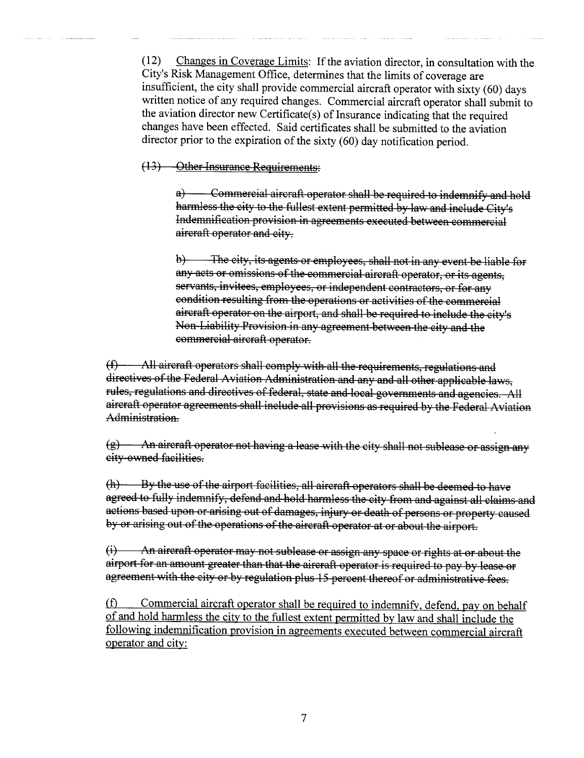(12) <u>Changes in Coverage Limits</u>: If the aviation director, in consultation with the City's Risk Management Office, determines that the limits of coverage are insufficient, the city shall provide commercial aircraft operator with sixty (60) days written notice of any required changes. Commercial aircraft operator shall submit to the aviation director new Certificate(s) of Insurance indicating that the required changes have been effected. Said certificates shall be submitted to the aviation director prior to the expiration of the sixty (60) day notification period.

~~(13) Other Insurance Requirements:~~

~~a) Commercial aircraft operator shall be required to indemnify and hold harmless the city to the fullest extent permitted by law and include City's Indemnification provision in agreements executed between commercial aircraft operator and city.~~

~~b) The city, its agents or employees, shall not in any event be liable for any acts or omissions of the commercial aircraft operator, or its agents, servants, invitees, employees, or independent contractors, or for any condition resulting from the operations or activities of the commercial aircraft operator on the airport, and shall be required to include the city's Non-Liability Provision in any agreement between the city and the commercial aircraft operator.~~

~~(f) All aircraft operators shall comply with all the requirements, regulations and directives of the Federal Aviation Administration and any and all other applicable laws, rules, regulations and directives of federal, state and local governments and agencies. All aircraft operator agreements shall include all provisions as required by the Federal Aviation Administration.~~

~~(g) An aircraft operator not having a lease with the city shall not sublease or assign any city-owned facilities.~~

~~(h) By the use of the airport facilities, all aircraft operators shall be deemed to have agreed to fully indemnify, defend and hold harmless the city from and against all claims and actions based upon or arising out of damages, injury or death of persons or property caused by or arising out of the operations of the aircraft operator at or about the airport.~~

~~(i) An aircraft operator may not sublease or assign any space or rights at or about the airport for an amount greater than that the aircraft operator is required to pay by lease or agreement with the city or by regulation plus 15 percent thereof or administrative fees.~~

<u>(f) Commercial aircraft operator shall be required to indemnify, defend, pay on behalf of and hold harmless the city to the fullest extent permitted by law and shall include the following indemnification provision in agreements executed between commercial aircraft operator and city:</u>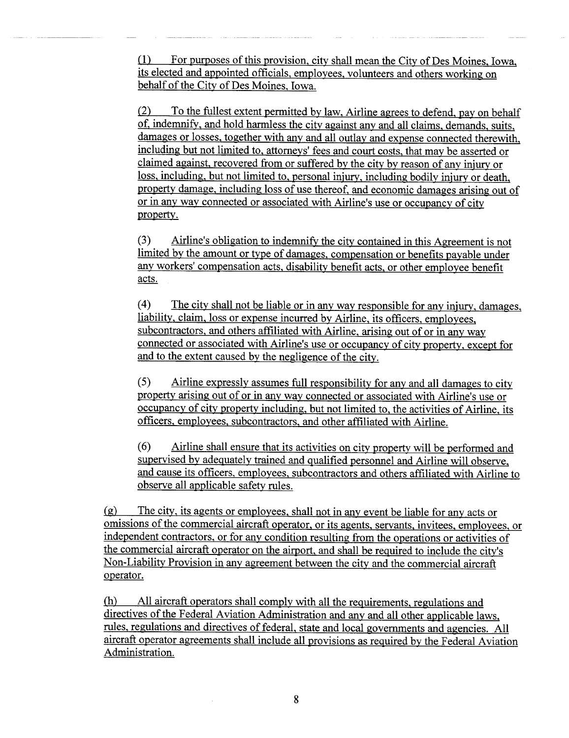(1) For purposes of this provision, city shall mean the City of Des Moines, Iowa, its elected and appointed officials, employees, volunteers and others working on behalf of the City of Des Moines, Iowa.

(2) To the fullest extent permitted by law, Airline agrees to defend, pay on behalf of, indemnify, and hold harmless the city against any and all claims, demands, suits, damages or losses, together with any and all outlay and expense connected therewith, including but not limited to, attorneys' fees and court costs, that may be asserted or claimed against, recovered from or suffered by the city by reason of any injury or loss, including, but not limited to, personal injury, including bodily injury or death, property damage, including loss of use thereof, and economic damages arising out of or in any way connected or associated with Airline's use or occupancy of city property.

(3) Airline's obligation to indemnify the city contained in this Agreement is not limited by the amount or type of damages, compensation or benefits payable under any workers' compensation acts, disability benefit acts, or other employee benefit acts.

(4) The city shall not be liable or in any way responsible for any injury, damages, liability, claim, loss or expense incurred by Airline, its officers, employees, subcontractors, and others affiliated with Airline, arising out of or in any way connected or associated with Airline's use or occupancy of city property, except for and to the extent caused by the negligence of the city.

(5) Airline expressly assumes full responsibility for any and all damages to city property arising out of or in any way connected or associated with Airline's use or occupancy of city property including, but not limited to, the activities of Airline, its officers, employees, subcontractors, and other affiliated with Airline.

(6) Airline shall ensure that its activities on city property will be performed and supervised by adequately trained and qualified personnel and Airline will observe, and cause its officers, employees, subcontractors and others affiliated with Airline to observe all applicable safety rules.

(g) The city, its agents or employees, shall not in any event be liable for any acts or omissions of the commercial aircraft operator, or its agents, servants, invitees, employees, or independent contractors, or for any condition resulting from the operations or activities of the commercial aircraft operator on the airport, and shall be required to include the city's Non-Liability Provision in any agreement between the city and the commercial aircraft operator.

(h) All aircraft operators shall comply with all the requirements, regulations and directives of the Federal Aviation Administration and any and all other applicable laws, rules, regulations and directives of federal, state and local governments and agencies. All aircraft operator agreements shall include all provisions as required by the Federal Aviation Administration.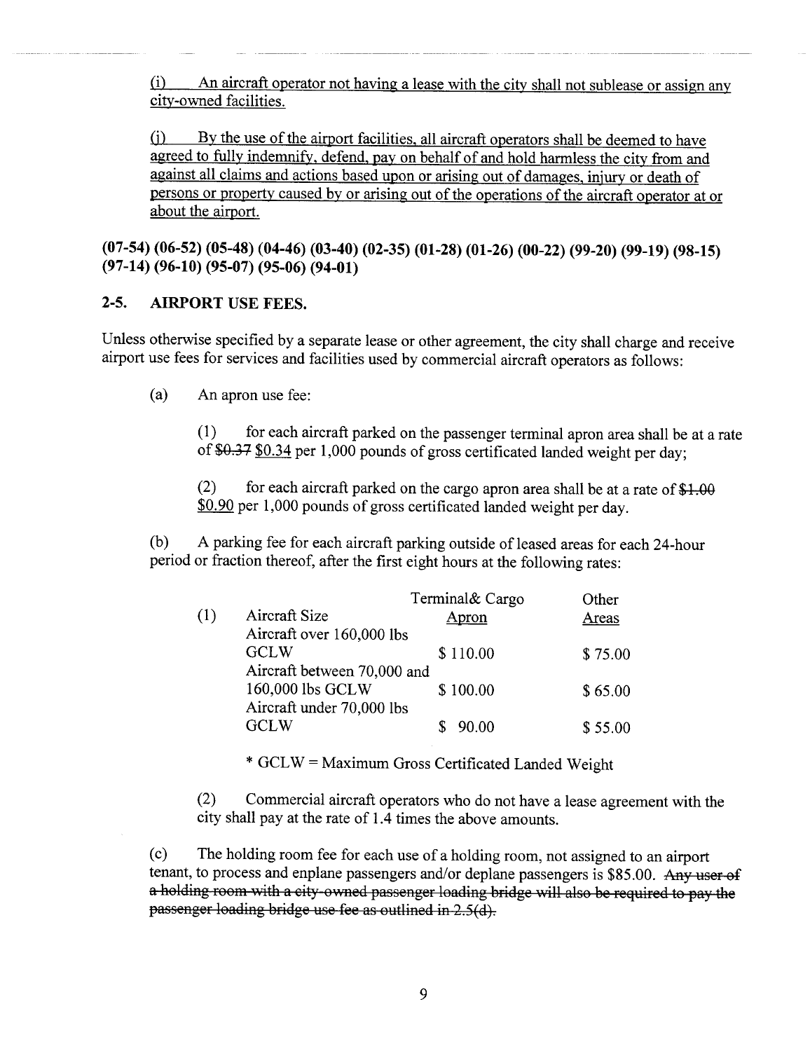(i) An aircraft operator not having a lease with the city shall not sublease or assign any city-owned facilities.

(j) By the use of the airport facilities, all aircraft operators shall be deemed to have agreed to fully indemnify, defend, pay on behalf of and hold harmless the city from and against all claims and actions based upon or arising out of damages, injury or death of persons or property caused by or arising out of the operations of the aircraft operator at or about the airport.

**(07-54) (06-52) (05-48) (04-46) (03-40) (02-35) (01-28) (01-26) (00-22) (99-20) (99-19) (98-15) (97-14) (96-10) (95-07) (95-06) (94-01)**

## 2-5. AIRPORT USE FEES.

Unless otherwise specified by a separate lease or other agreement, the city shall charge and receive airport use fees for services and facilities used by commercial aircraft operators as follows:

(a) An apron use fee:

(1) for each aircraft parked on the passenger terminal apron area shall be at a rate of ~~$0.37~~ $0.34 per 1,000 pounds of gross certificated landed weight per day;

(2) for each aircraft parked on the cargo apron area shall be at a rate of ~~$1.00~~ $0.90 per 1,000 pounds of gross certificated landed weight per day.

(b) A parking fee for each aircraft parking outside of leased areas for each 24-hour period or fraction thereof, after the first eight hours at the following rates:

| (1) | Aircraft Size | Terminal& Cargo Apron | Other Areas |
|---|---|---|---|
| | Aircraft over 160,000 lbs GCLW | $ 110.00 | $ 75.00 |
| | Aircraft between 70,000 and 160,000 lbs GCLW | $ 100.00 | $ 65.00 |
| | Aircraft under 70,000 lbs GCLW | $ 90.00 | $ 55.00 |

* GCLW = Maximum Gross Certificated Landed Weight

(2) Commercial aircraft operators who do not have a lease agreement with the city shall pay at the rate of 1.4 times the above amounts.

(c) The holding room fee for each use of a holding room, not assigned to an airport tenant, to process and enplane passengers and/or deplane passengers is $85.00. ~~Any user of a holding room with a city-owned passenger loading bridge will also be required to pay the passenger loading bridge use fee as outlined in 2.5(d).~~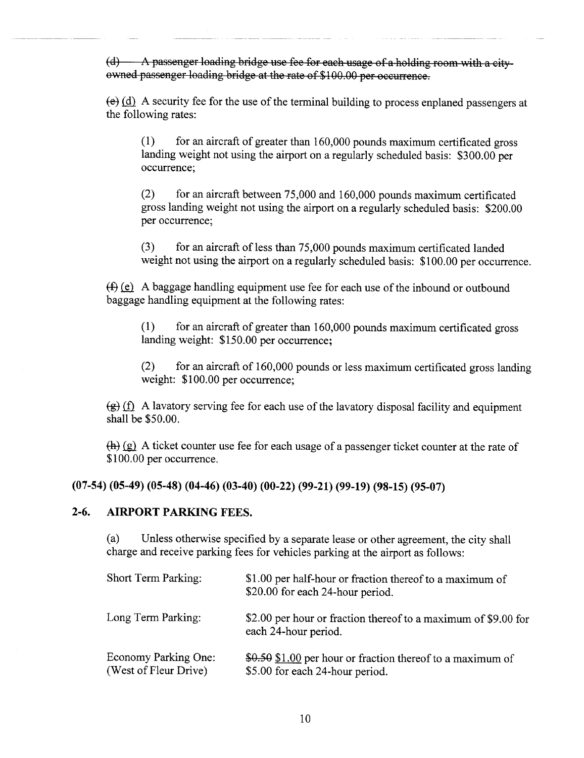~~(d) A passenger loading bridge use fee for each usage of a holding room with a city-owned passenger loading bridge at the rate of $100.00 per occurrence.~~

~~(e)~~ <u>(d)</u> A security fee for the use of the terminal building to process enplaned passengers at the following rates:

> (1) for an aircraft of greater than 160,000 pounds maximum certificated gross landing weight not using the airport on a regularly scheduled basis: $300.00 per occurrence;
>
> (2) for an aircraft between 75,000 and 160,000 pounds maximum certificated gross landing weight not using the airport on a regularly scheduled basis: $200.00 per occurrence;
>
> (3) for an aircraft of less than 75,000 pounds maximum certificated landed weight not using the airport on a regularly scheduled basis: $100.00 per occurrence.

~~(f)~~ <u>(e)</u> A baggage handling equipment use fee for each use of the inbound or outbound baggage handling equipment at the following rates:

> (1) for an aircraft of greater than 160,000 pounds maximum certificated gross landing weight: $150.00 per occurrence;
>
> (2) for an aircraft of 160,000 pounds or less maximum certificated gross landing weight: $100.00 per occurrence;

~~(g)~~ <u>(f)</u> A lavatory serving fee for each use of the lavatory disposal facility and equipment shall be $50.00.

~~(h)~~ <u>(g)</u> A ticket counter use fee for each usage of a passenger ticket counter at the rate of $100.00 per occurrence.

**(07-54) (05-49) (05-48) (04-46) (03-40) (00-22) (99-21) (99-19) (98-15) (95-07)**

## 2-6. AIRPORT PARKING FEES.

(a) Unless otherwise specified by a separate lease or other agreement, the city shall charge and receive parking fees for vehicles parking at the airport as follows:

| | |
|---|---|
| Short Term Parking: | $1.00 per half-hour or fraction thereof to a maximum of $20.00 for each 24-hour period. |
| Long Term Parking: | $2.00 per hour or fraction thereof to a maximum of $9.00 for each 24-hour period. |
| Economy Parking One: (West of Fleur Drive) | ~~$0.50~~ <u>$1.00</u> per hour or fraction thereof to a maximum of $5.00 for each 24-hour period. |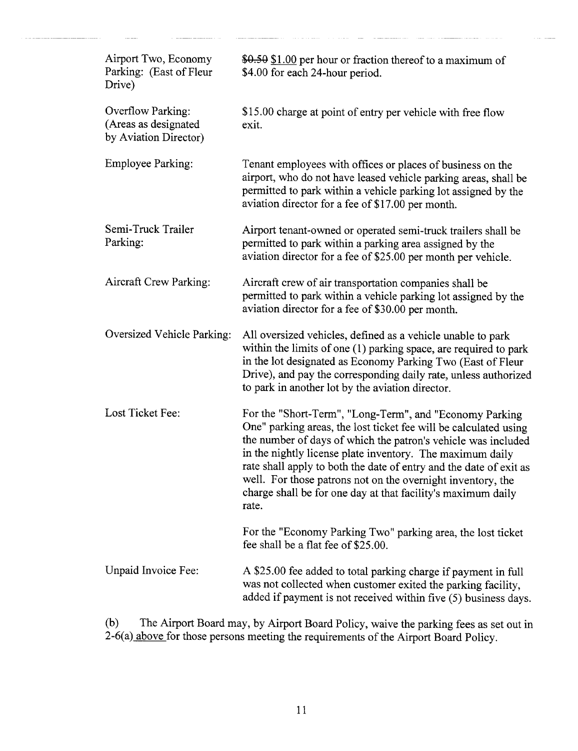| | |
|---|---|
| Airport Two, Economy Parking: (East of Fleur Drive) | ~~$0.50~~ <u>$1.00</u> per hour or fraction thereof to a maximum of $4.00 for each 24-hour period. |
| Overflow Parking: (Areas as designated by Aviation Director) | $15.00 charge at point of entry per vehicle with free flow exit. |
| Employee Parking: | Tenant employees with offices or places of business on the airport, who do not have leased vehicle parking areas, shall be permitted to park within a vehicle parking lot assigned by the aviation director for a fee of $17.00 per month. |
| Semi-Truck Trailer Parking: | Airport tenant-owned or operated semi-truck trailers shall be permitted to park within a parking area assigned by the aviation director for a fee of $25.00 per month per vehicle. |
| Aircraft Crew Parking: | Aircraft crew of air transportation companies shall be permitted to park within a vehicle parking lot assigned by the aviation director for a fee of $30.00 per month. |
| Oversized Vehicle Parking: | All oversized vehicles, defined as a vehicle unable to park within the limits of one (1) parking space, are required to park in the lot designated as Economy Parking Two (East of Fleur Drive), and pay the corresponding daily rate, unless authorized to park in another lot by the aviation director. |
| Lost Ticket Fee: | For the "Short-Term", "Long-Term", and "Economy Parking One" parking areas, the lost ticket fee will be calculated using the number of days of which the patron's vehicle was included in the nightly license plate inventory. The maximum daily rate shall apply to both the date of entry and the date of exit as well. For those patrons not on the overnight inventory, the charge shall be for one day at that facility's maximum daily rate.<br><br>For the "Economy Parking Two" parking area, the lost ticket fee shall be a flat fee of $25.00. |
| Unpaid Invoice Fee: | A $25.00 fee added to total parking charge if payment in full was not collected when customer exited the parking facility, added if payment is not received within five (5) business days. |

(b) The Airport Board may, by Airport Board Policy, waive the parking fees as set out in 2-6(a) <u>above</u> for those persons meeting the requirements of the Airport Board Policy.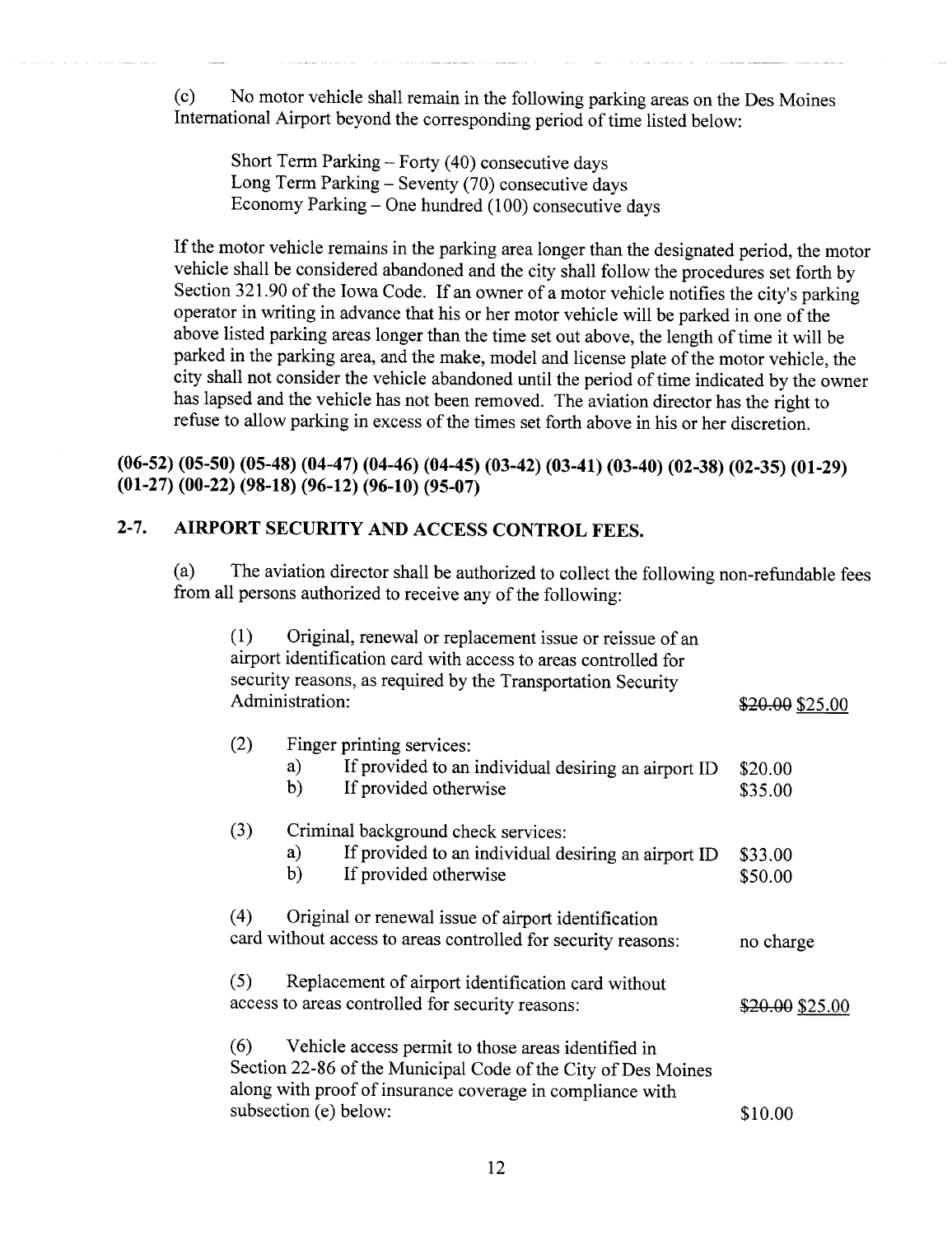(c) No motor vehicle shall remain in the following parking areas on the Des Moines International Airport beyond the corresponding period of time listed below:

Short Term Parking – Forty (40) consecutive days
Long Term Parking – Seventy (70) consecutive days
Economy Parking – One hundred (100) consecutive days

If the motor vehicle remains in the parking area longer than the designated period, the motor vehicle shall be considered abandoned and the city shall follow the procedures set forth by Section 321.90 of the Iowa Code. If an owner of a motor vehicle notifies the city's parking operator in writing in advance that his or her motor vehicle will be parked in one of the above listed parking areas longer than the time set out above, the length of time it will be parked in the parking area, and the make, model and license plate of the motor vehicle, the city shall not consider the vehicle abandoned until the period of time indicated by the owner has lapsed and the vehicle has not been removed. The aviation director has the right to refuse to allow parking in excess of the times set forth above in his or her discretion.

**(06-52) (05-50) (05-48) (04-47) (04-46) (04-45) (03-42) (03-41) (03-40) (02-38) (02-35) (01-29) (01-27) (00-22) (98-18) (96-12) (96-10) (95-07)**

## 2-7. AIRPORT SECURITY AND ACCESS CONTROL FEES.

(a) The aviation director shall be authorized to collect the following non-refundable fees from all persons authorized to receive any of the following:

| | |
|---|---|
| (1) Original, renewal or replacement issue or reissue of an airport identification card with access to areas controlled for security reasons, as required by the Transportation Security Administration: | ~~$20.00~~ $25.00 |
| (2) Finger printing services: | |
| a) If provided to an individual desiring an airport ID | $20.00 |
| b) If provided otherwise | $35.00 |
| (3) Criminal background check services: | |
| a) If provided to an individual desiring an airport ID | $33.00 |
| b) If provided otherwise | $50.00 |
| (4) Original or renewal issue of airport identification card without access to areas controlled for security reasons: | no charge |
| (5) Replacement of airport identification card without access to areas controlled for security reasons: | ~~$20.00~~ $25.00 |
| (6) Vehicle access permit to those areas identified in Section 22-86 of the Municipal Code of the City of Des Moines along with proof of insurance coverage in compliance with subsection (e) below: | $10.00 |